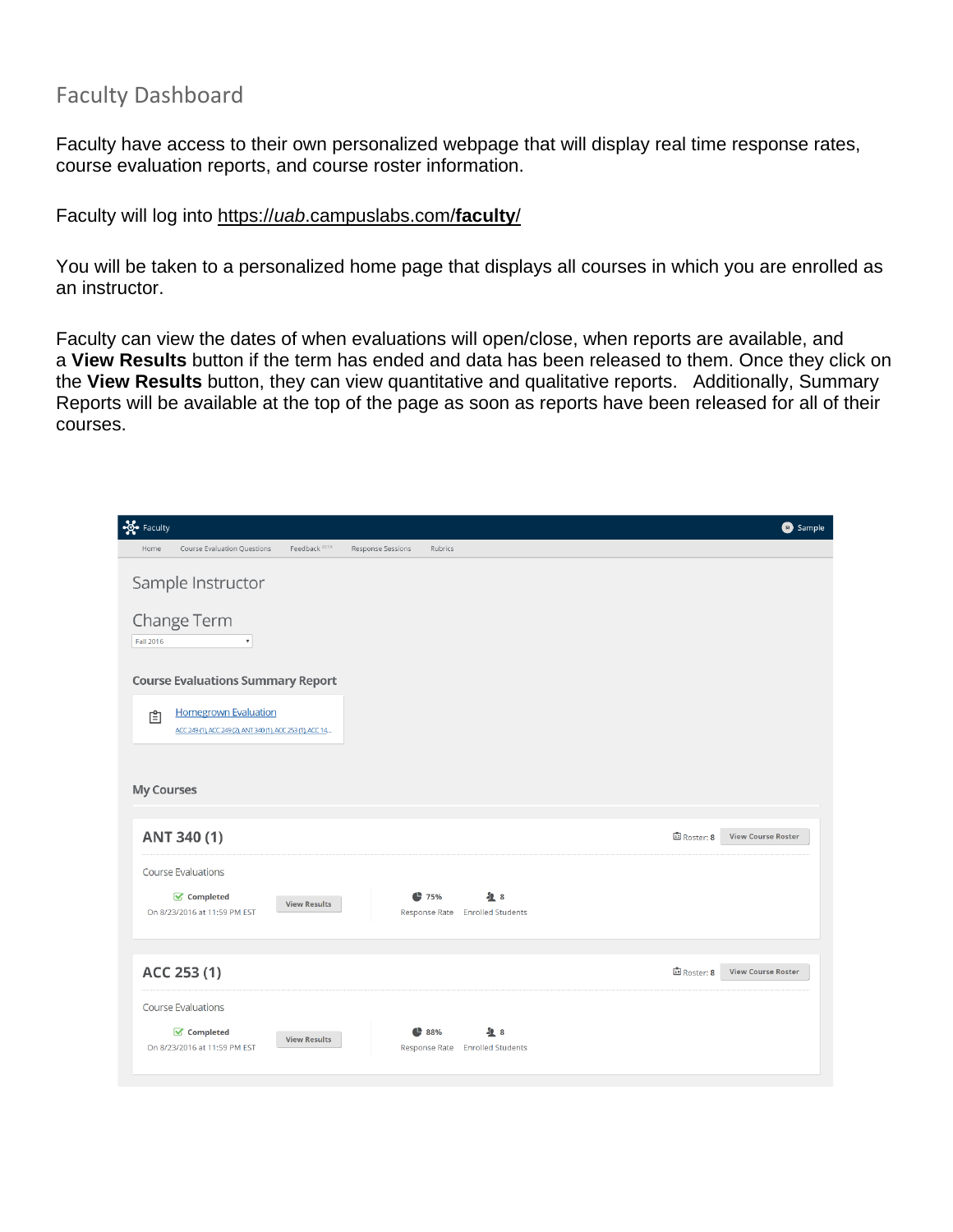# Faculty Dashboard

Faculty have access to their own personalized webpage that will display real time response rates, course evaluation reports, and course roster information.

Faculty will log into https://*uab*.campuslabs.com/**faculty**/

You will be taken to a personalized home page that displays all courses in which you are enrolled as an instructor.

Faculty can view the dates of when evaluations will open/close, when reports are available, and a **View Results** button if the term has ended and data has been released to them. Once they click on the **View Results** button, they can view quantitative and qualitative reports. Additionally, Summary Reports will be available at the top of the page as soon as reports have been released for all of their courses.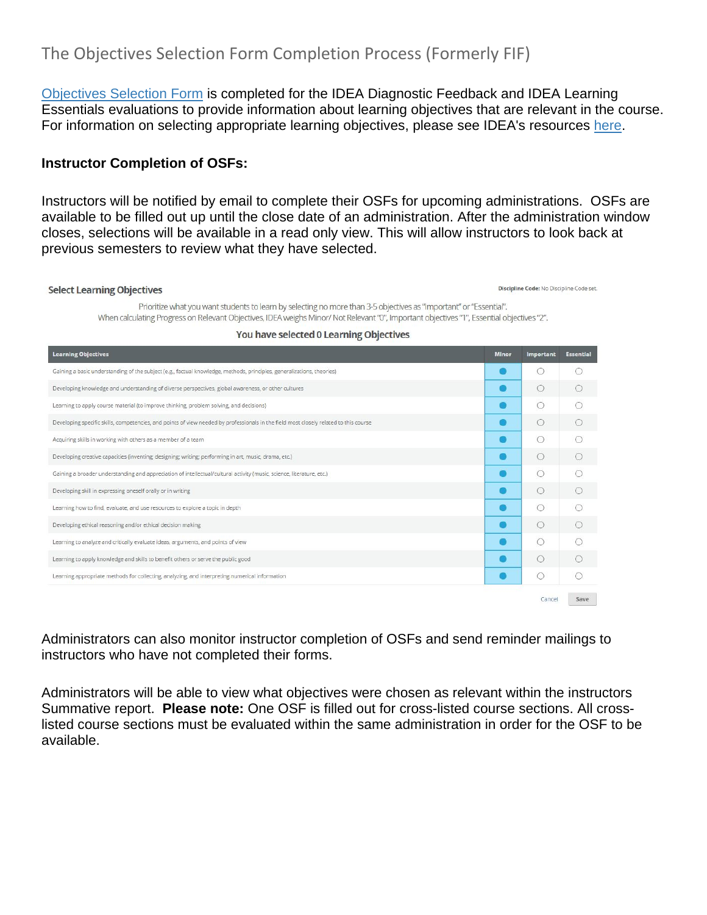# The Objectives Selection Form Completion Process (Formerly FIF)

Objectives Selection Form is completed for the IDEA Diagnostic Feedback and IDEA Learning Essentials evaluations to provide information about learning objectives that are relevant in the course. For information on selecting appropriate learning objectives, please see IDEA's resources here.

**Instructor Completion of OSFs:**

Instructors will be notified by email to complete their OSFs for upcoming administrations. OSFs are available to be filled out up until the close date of an administration. After the administration window closes, selections will be available in a read only view. This will allow instructors to look back at previous semesters to review what they have selected.

**Select Learning Objectives**

**Discipline Code:** No Discipline Code set.

Prioritize what you want students to learn by selecting no more than 3-5 objectives as "Important" or "Essential".
When calculating Progress on Relevant Objectives, IDEA weighs Minor/ Not Relevant "0", Important objectives "1", Essential objectives "2".

**You have selected 0 Learning Objectives**

| Learning Objectives | Minor | Important | Essential |
|---|---|---|---|
| Gaining a basic understanding of the subject (e.g., factual knowledge, methods, principles, generalizations, theories) | ● | ○ | ○ |
| Developing knowledge and understanding of diverse perspectives, global awareness, or other cultures | ● | ○ | ○ |
| Learning to apply course material (to improve thinking, problem solving, and decisions) | ● | ○ | ○ |
| Developing specific skills, competencies, and points of view needed by professionals in the field most closely related to this course | ● | ○ | ○ |
| Acquiring skills in working with others as a member of a team | ● | ○ | ○ |
| Developing creative capacities (inventing; designing; writing; performing in art, music, drama, etc.) | ● | ○ | ○ |
| Gaining a broader understanding and appreciation of intellectual/cultural activity (music, science, literature, etc.) | ● | ○ | ○ |
| Developing skill in expressing oneself orally or in writing | ● | ○ | ○ |
| Learning how to find, evaluate, and use resources to explore a topic in depth | ● | ○ | ○ |
| Developing ethical reasoning and/or ethical decision making | ● | ○ | ○ |
| Learning to analyze and critically evaluate ideas, arguments, and points of view | ● | ○ | ○ |
| Learning to apply knowledge and skills to benefit others or serve the public good | ● | ○ | ○ |
| Learning appropriate methods for collecting, analyzing, and interpreting numerical information | ● | ○ | ○ |

Cancel Save

Administrators can also monitor instructor completion of OSFs and send reminder mailings to instructors who have not completed their forms.

Administrators will be able to view what objectives were chosen as relevant within the instructors Summative report. **Please note:** One OSF is filled out for cross-listed course sections. All cross-listed course sections must be evaluated within the same administration in order for the OSF to be available.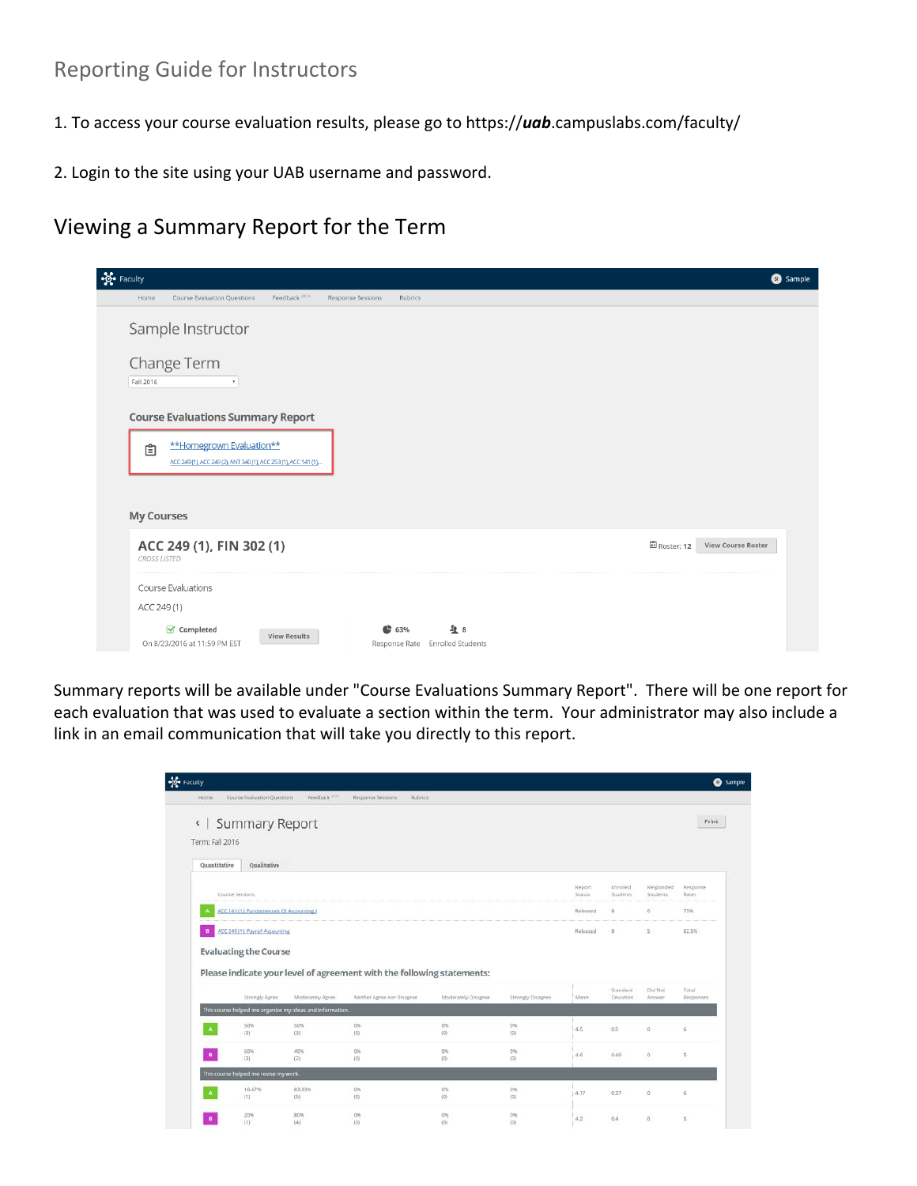# Reporting Guide for Instructors

1. To access your course evaluation results, please go to https://***uab***.campuslabs.com/faculty/

2. Login to the site using your UAB username and password.

## Viewing a Summary Report for the Term

Summary reports will be available under "Course Evaluations Summary Report". There will be one report for each evaluation that was used to evaluate a section within the term. Your administrator may also include a link in an email communication that will take you directly to this report.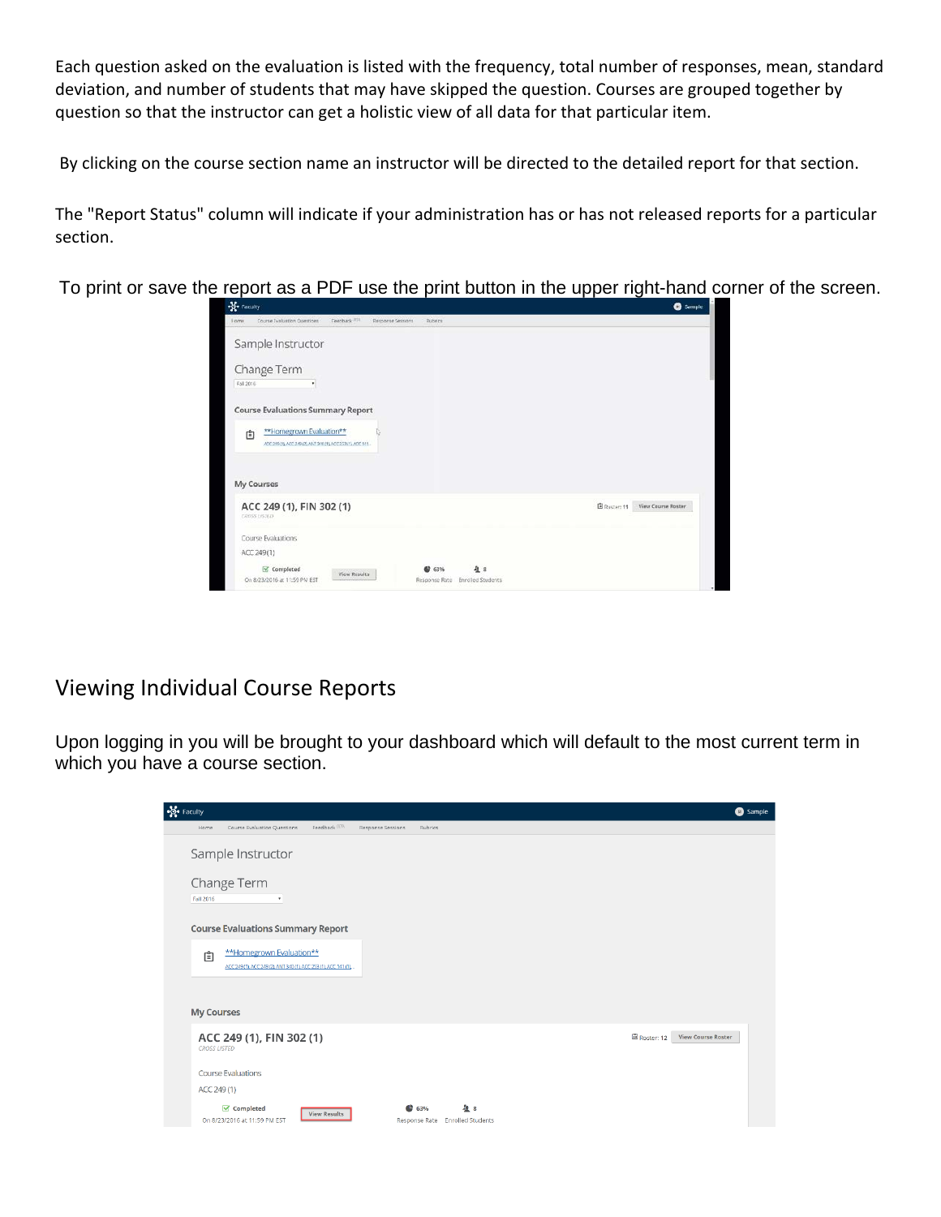Each question asked on the evaluation is listed with the frequency, total number of responses, mean, standard deviation, and number of students that may have skipped the question. Courses are grouped together by question so that the instructor can get a holistic view of all data for that particular item.

By clicking on the course section name an instructor will be directed to the detailed report for that section.

The "Report Status" column will indicate if your administration has or has not released reports for a particular section.

To print or save the report as a PDF use the print button in the upper right-hand corner of the screen.

## Viewing Individual Course Reports

Upon logging in you will be brought to your dashboard which will default to the most current term in which you have a course section.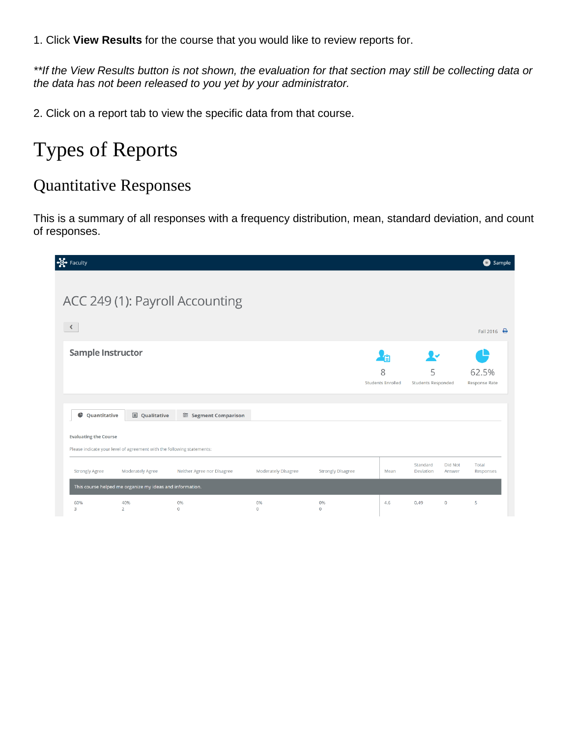1. Click **View Results** for the course that you would like to review reports for.

*\*\*If the View Results button is not shown, the evaluation for that section may still be collecting data or the data has not been released to you yet by your administrator.*

2. Click on a report tab to view the specific data from that course.

# Types of Reports

## Quantitative Responses

This is a summary of all responses with a frequency distribution, mean, standard deviation, and count of responses.

Faculty | Sample

ACC 249 (1): Payroll Accounting

Fall 2016

**Sample Instructor**

| 8 | 5 | 62.5% |
|---|---|---|
| Students Enrolled | Students Responded | Response Rate |

Quantitative | Qualitative | Segment Comparison

**Evaluating the Course**

Please indicate your level of agreement with the following statements:

| Strongly Agree | Moderately Agree | Neither Agree nor Disagree | Moderately Disagree | Strongly Disagree | Mean | Standard Deviation | Did Not Answer | Total Responses |
|---|---|---|---|---|---|---|---|---|
| This course helped me organize my ideas and information. | | | | | | | | |
| 60% 3 | 40% 2 | 0% 0 | 0% 0 | 0% 0 | 4.6 | 0.49 | 0 | 5 |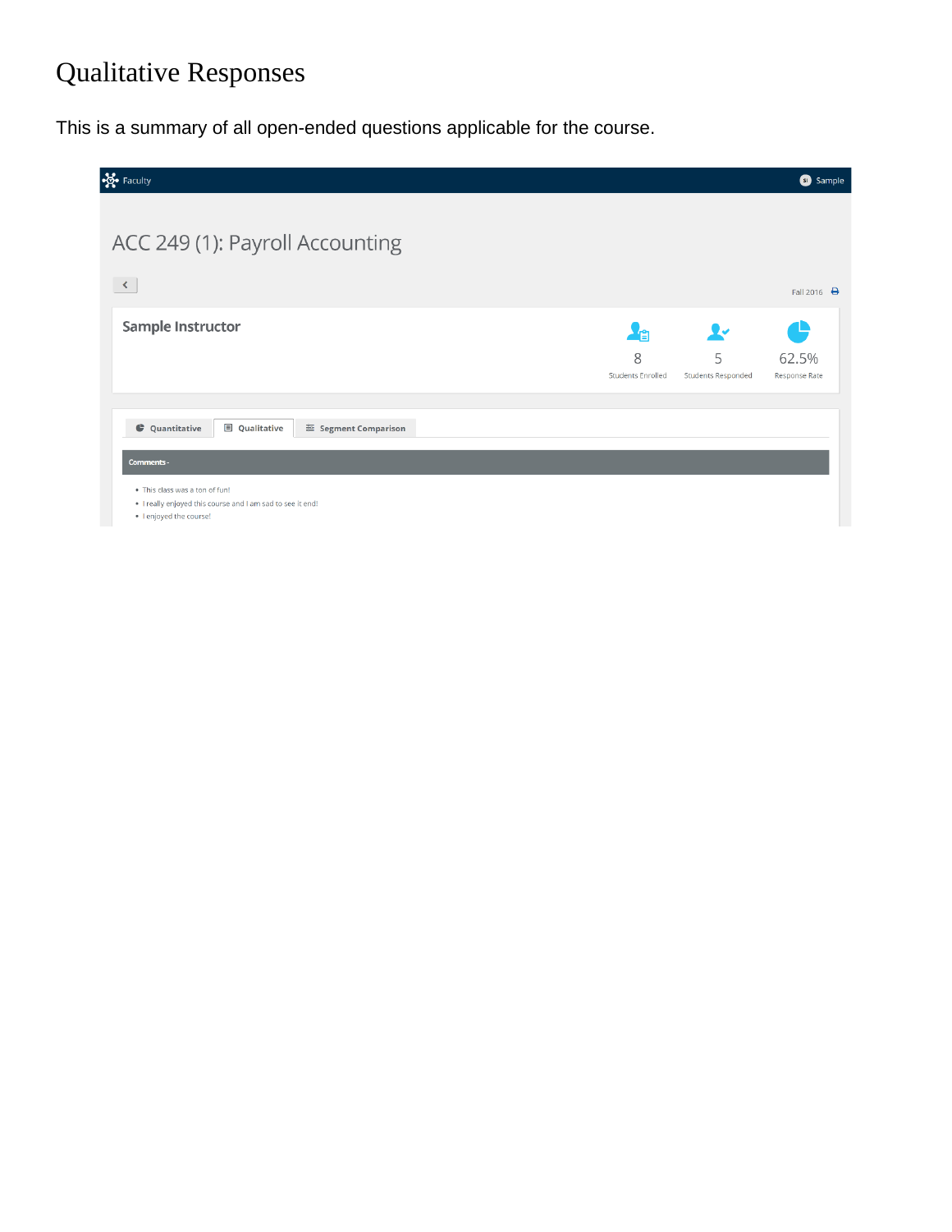# Qualitative Responses

This is a summary of all open-ended questions applicable for the course.

Faculty

Sample

## ACC 249 (1): Payroll Accounting

Fall 2016

**Sample Instructor**

8
Students Enrolled

5
Students Responded

62.5%
Response Rate

Quantitative | Qualitative | Segment Comparison

**Comments -**

- This class was a ton of fun!
- I really enjoyed this course and I am sad to see it end!
- I enjoyed the course!